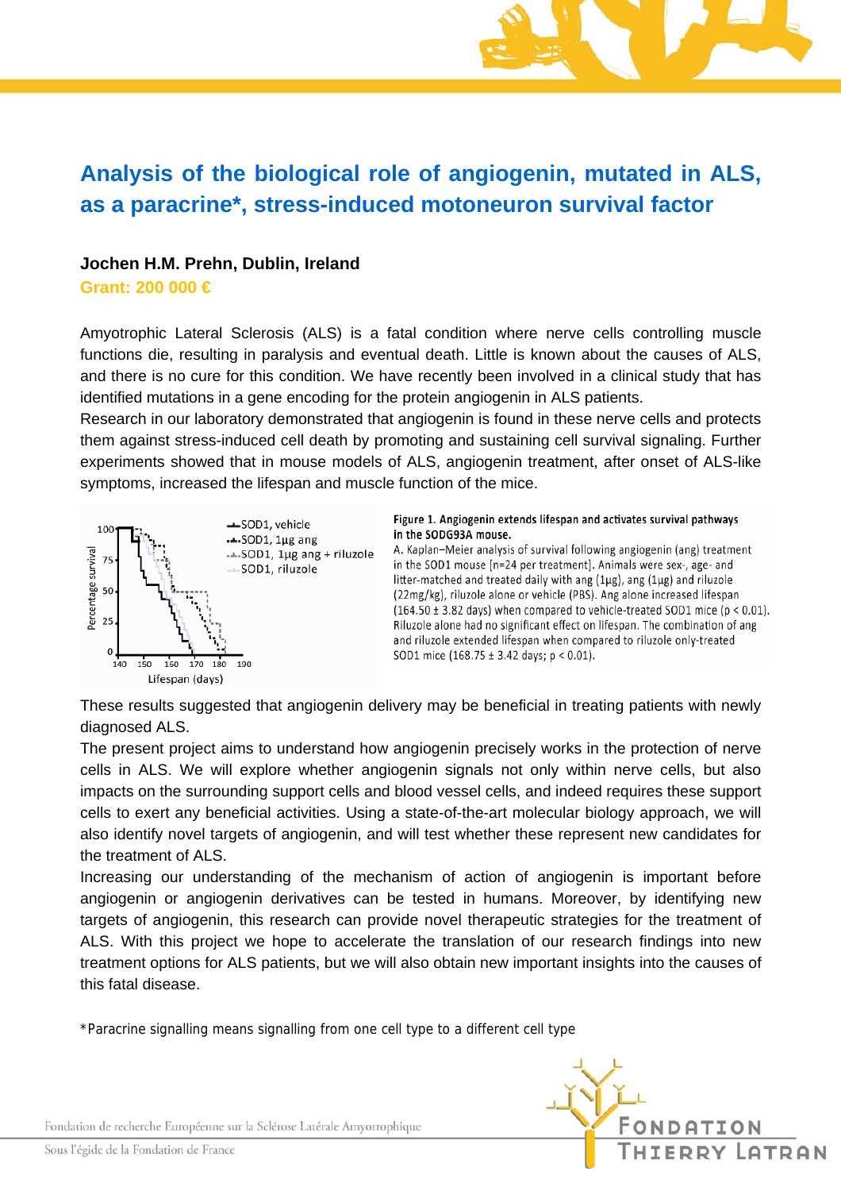# Analysis of the biological role of angiogenin, mutated in ALS, as a paracrine*, stress-induced motoneuron survival factor

**Jochen H.M. Prehn, Dublin, Ireland**

**Grant: 200 000 €**

Amyotrophic Lateral Sclerosis (ALS) is a fatal condition where nerve cells controlling muscle functions die, resulting in paralysis and eventual death. Little is known about the causes of ALS, and there is no cure for this condition. We have recently been involved in a clinical study that has identified mutations in a gene encoding for the protein angiogenin in ALS patients.

Research in our laboratory demonstrated that angiogenin is found in these nerve cells and protects them against stress-induced cell death by promoting and sustaining cell survival signaling. Further experiments showed that in mouse models of ALS, angiogenin treatment, after onset of ALS-like symptoms, increased the lifespan and muscle function of the mice.

**Figure 1. Angiogenin extends lifespan and activates survival pathways in the SODG93A mouse.**
A. Kaplan–Meier analysis of survival following angiogenin (ang) treatment in the SOD1 mouse [n=24 per treatment]. Animals were sex-, age- and litter-matched and treated daily with ang (1µg), ang (1µg) and riluzole (22mg/kg), riluzole alone or vehicle (PBS). Ang alone increased lifespan (164.50 ± 3.82 days) when compared to vehicle-treated SOD1 mice ($p < 0.01$). Riluzole alone had no significant effect on lifespan. The combination of ang and riluzole extended lifespan when compared to riluzole only-treated SOD1 mice (168.75 ± 3.42 days; $p < 0.01$).

These results suggested that angiogenin delivery may be beneficial in treating patients with newly diagnosed ALS.

The present project aims to understand how angiogenin precisely works in the protection of nerve cells in ALS. We will explore whether angiogenin signals not only within nerve cells, but also impacts on the surrounding support cells and blood vessel cells, and indeed requires these support cells to exert any beneficial activities. Using a state-of-the-art molecular biology approach, we will also identify novel targets of angiogenin, and will test whether these represent new candidates for the treatment of ALS.

Increasing our understanding of the mechanism of action of angiogenin is important before angiogenin or angiogenin derivatives can be tested in humans. Moreover, by identifying new targets of angiogenin, this research can provide novel therapeutic strategies for the treatment of ALS. With this project we hope to accelerate the translation of our research findings into new treatment options for ALS patients, but we will also obtain new important insights into the causes of this fatal disease.

*Paracrine signalling means signalling from one cell type to a different cell type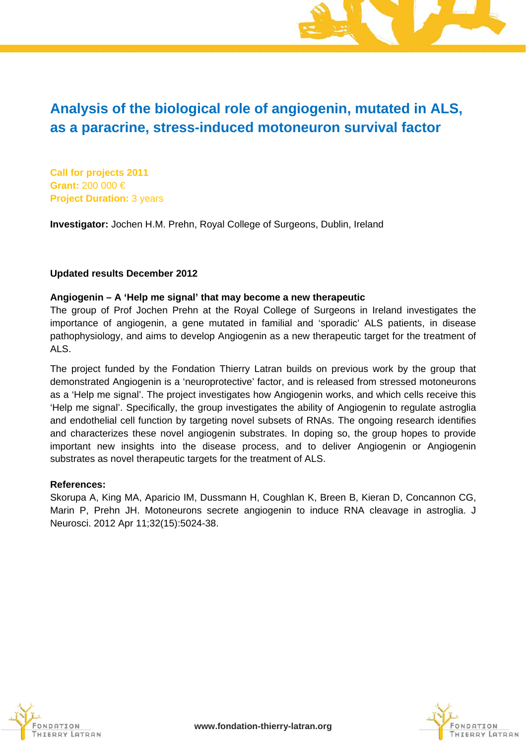# Analysis of the biological role of angiogenin, mutated in ALS, as a paracrine, stress-induced motoneuron survival factor

**Call for projects 2011**
**Grant:** 200 000 €
**Project Duration:** 3 years

**Investigator:** Jochen H.M. Prehn, Royal College of Surgeons, Dublin, Ireland

**Updated results December 2012**

**Angiogenin – A 'Help me signal' that may become a new therapeutic**

The group of Prof Jochen Prehn at the Royal College of Surgeons in Ireland investigates the importance of angiogenin, a gene mutated in familial and 'sporadic' ALS patients, in disease pathophysiology, and aims to develop Angiogenin as a new therapeutic target for the treatment of ALS.

The project funded by the Fondation Thierry Latran builds on previous work by the group that demonstrated Angiogenin is a 'neuroprotective' factor, and is released from stressed motoneurons as a 'Help me signal'. The project investigates how Angiogenin works, and which cells receive this 'Help me signal'. Specifically, the group investigates the ability of Angiogenin to regulate astroglia and endothelial cell function by targeting novel subsets of RNAs. The ongoing research identifies and characterizes these novel angiogenin substrates. In doping so, the group hopes to provide important new insights into the disease process, and to deliver Angiogenin or Angiogenin substrates as novel therapeutic targets for the treatment of ALS.

**References:**

Skorupa A, King MA, Aparicio IM, Dussmann H, Coughlan K, Breen B, Kieran D, Concannon CG, Marin P, Prehn JH. Motoneurons secrete angiogenin to induce RNA cleavage in astroglia. J Neurosci. 2012 Apr 11;32(15):5024-38.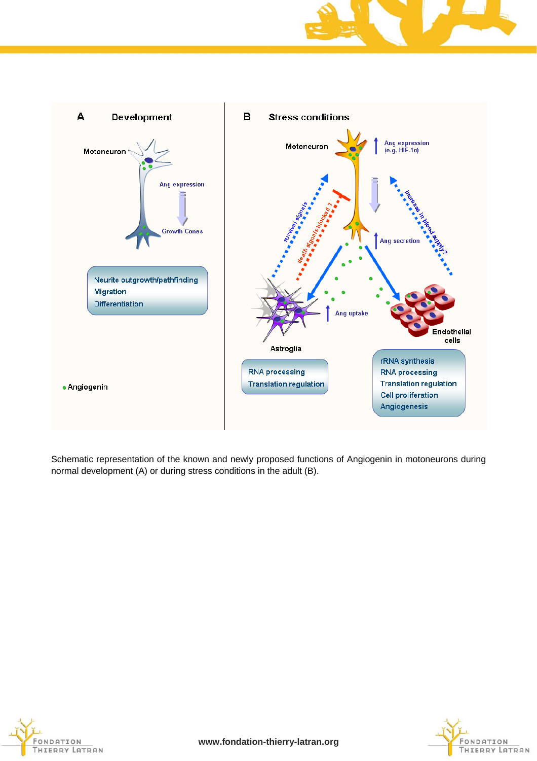A Development

Motoneuron

Ang expression

Growth Cones

Neurite outgrowth/pathfinding
Migration
Differentiation

Angiogenin

B Stress conditions

Motoneuron

Ang expression (e.g. HIF-1α)

survival signals

death signals blocked ?

increase in blood supply?

Ang secretion

Ang uptake

Astroglia

Endothelial cells

RNA processing
Translation regulation

rRNA synthesis
RNA processing
Translation regulation
Cell proliferation
Angiogenesis

Schematic representation of the known and newly proposed functions of Angiogenin in motoneurons during normal development (A) or during stress conditions in the adult (B).